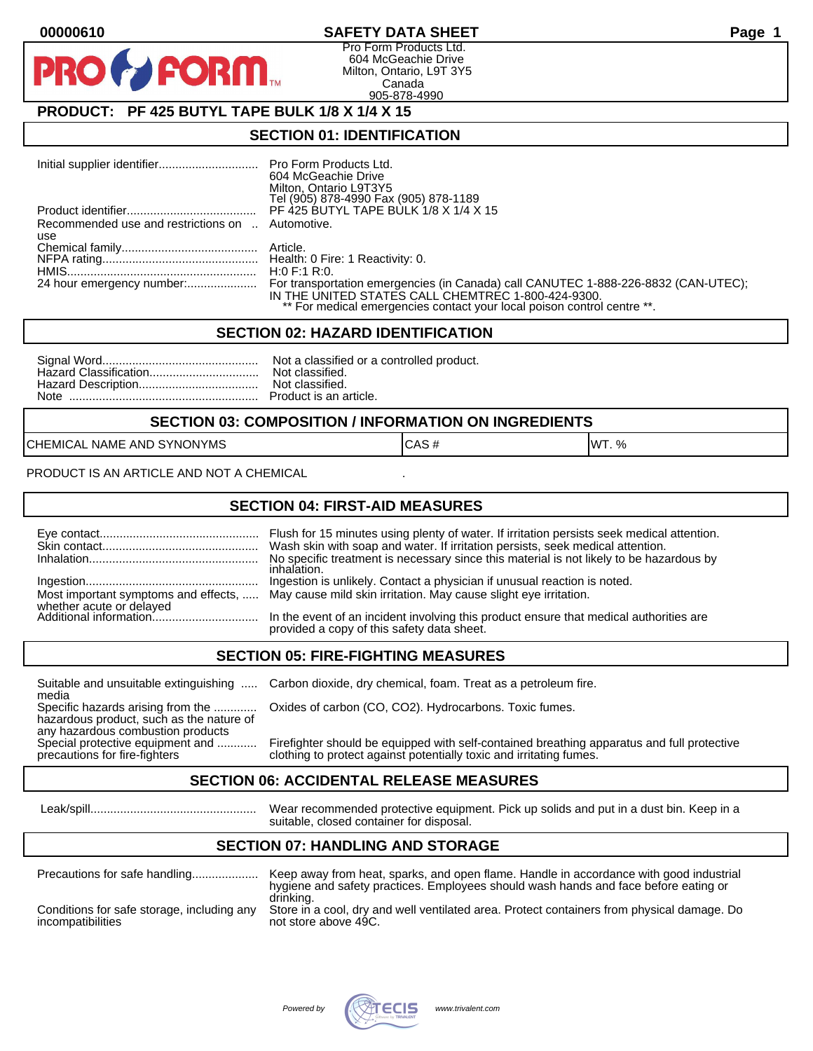00000610

# SAFETY DATA SHEET

Pro Form Products Ltd.
604 McGeachie Drive
Milton, Ontario, L9T 3Y5
Canada
905-878-4990

## PRODUCT: PF 425 BUTYL TAPE BULK 1/8 X 1/4 X 15

## SECTION 01: IDENTIFICATION

| | |
|---|---|
| Initial supplier identifier | Pro Form Products Ltd.<br>604 McGeachie Drive<br>Milton, Ontario L9T3Y5<br>Tel (905) 878-4990 Fax (905) 878-1189 |
| Product identifier | PF 425 BUTYL TAPE BULK 1/8 X 1/4 X 15 |
| Recommended use and restrictions on use | Automotive. |
| Chemical family | Article. |
| NFPA rating | Health: 0 Fire: 1 Reactivity: 0. |
| HMIS | H:0 F:1 R:0. |
| 24 hour emergency number: | For transportation emergencies (in Canada) call CANUTEC 1-888-226-8832 (CAN-UTEC); IN THE UNITED STATES CALL CHEMTREC 1-800-424-9300.<br>** For medical emergencies contact your local poison control centre **. |

## SECTION 02: HAZARD IDENTIFICATION

| | |
|---|---|
| Signal Word | Not a classified or a controlled product. |
| Hazard Classification | Not classified. |
| Hazard Description | Not classified. |
| Note | Product is an article. |

## SECTION 03: COMPOSITION / INFORMATION ON INGREDIENTS

| CHEMICAL NAME AND SYNONYMS | CAS # | WT. % |
|---|---|---|

PRODUCT IS AN ARTICLE AND NOT A CHEMICAL .

## SECTION 04: FIRST-AID MEASURES

| | |
|---|---|
| Eye contact | Flush for 15 minutes using plenty of water. If irritation persists seek medical attention. |
| Skin contact | Wash skin with soap and water. If irritation persists, seek medical attention. |
| Inhalation | No specific treatment is necessary since this material is not likely to be hazardous by inhalation. |
| Ingestion | Ingestion is unlikely. Contact a physician if unusual reaction is noted. |
| Most important symptoms and effects, whether acute or delayed | May cause mild skin irritation. May cause slight eye irritation. |
| Additional information | In the event of an incident involving this product ensure that medical authorities are provided a copy of this safety data sheet. |

## SECTION 05: FIRE-FIGHTING MEASURES

| | |
|---|---|
| Suitable and unsuitable extinguishing media | Carbon dioxide, dry chemical, foam. Treat as a petroleum fire. |
| Specific hazards arising from the hazardous product, such as the nature of any hazardous combustion products | Oxides of carbon (CO, $CO_2$). Hydrocarbons. Toxic fumes. |
| Special protective equipment and precautions for fire-fighters | Firefighter should be equipped with self-contained breathing apparatus and full protective clothing to protect against potentially toxic and irritating fumes. |

## SECTION 06: ACCIDENTAL RELEASE MEASURES

| | |
|---|---|
| Leak/spill | Wear recommended protective equipment. Pick up solids and put in a dust bin. Keep in a suitable, closed container for disposal. |

## SECTION 07: HANDLING AND STORAGE

| | |
|---|---|
| Precautions for safe handling | Keep away from heat, sparks, and open flame. Handle in accordance with good industrial hygiene and safety practices. Employees should wash hands and face before eating or drinking. |
| Conditions for safe storage, including any incompatibilities | Store in a cool, dry and well ventilated area. Protect containers from physical damage. Do not store above 49C. |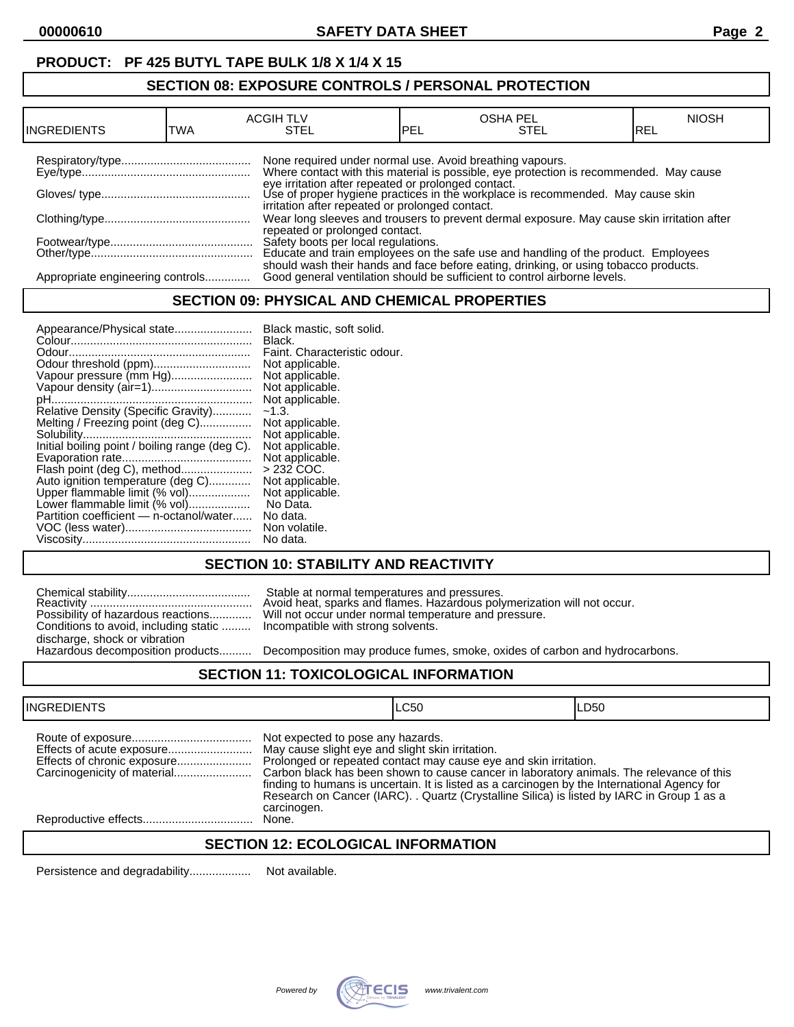**PRODUCT: PF 425 BUTYL TAPE BULK 1/8 X 1/4 X 15**

## SECTION 08: EXPOSURE CONTROLS / PERSONAL PROTECTION

| INGREDIENTS | ACGIH TLV | | OSHA PEL | | NIOSH |
|---|---|---|---|---|---|
| | TWA | STEL | PEL | STEL | REL |

| | |
|---|---|
| Respiratory/type | None required under normal use. Avoid breathing vapours. |
| Eye/type | Where contact with this material is possible, eye protection is recommended. May cause eye irritation after repeated or prolonged contact. |
| Gloves/ type | Use of proper hygiene practices in the workplace is recommended. May cause skin irritation after repeated or prolonged contact. |
| Clothing/type | Wear long sleeves and trousers to prevent dermal exposure. May cause skin irritation after repeated or prolonged contact. |
| Footwear/type | Safety boots per local regulations. |
| Other/type | Educate and train employees on the safe use and handling of the product. Employees should wash their hands and face before eating, drinking, or using tobacco products. |
| Appropriate engineering controls | Good general ventilation should be sufficient to control airborne levels. |

## SECTION 09: PHYSICAL AND CHEMICAL PROPERTIES

| | |
|---|---|
| Appearance/Physical state | Black mastic, soft solid. |
| Colour | Black. |
| Odour | Faint. Characteristic odour. |
| Odour threshold (ppm) | Not applicable. |
| Vapour pressure (mm Hg) | Not applicable. |
| Vapour density (air=1) | Not applicable. |
| pH | Not applicable. |
| Relative Density (Specific Gravity) | ~1.3. |
| Melting / Freezing point (deg C) | Not applicable. |
| Solubility | Not applicable. |
| Initial boiling point / boiling range (deg C). | Not applicable. |
| Evaporation rate | Not applicable. |
| Flash point (deg C), method | > 232 COC. |
| Auto ignition temperature (deg C) | Not applicable. |
| Upper flammable limit (% vol) | Not applicable. |
| Lower flammable limit (% vol) | No Data. |
| Partition coefficient — n-octanol/water | No data. |
| VOC (less water) | Non volatile. |
| Viscosity | No data. |

## SECTION 10: STABILITY AND REACTIVITY

| | |
|---|---|
| Chemical stability | Stable at normal temperatures and pressures. |
| Reactivity | Avoid heat, sparks and flames. Hazardous polymerization will not occur. |
| Possibility of hazardous reactions | Will not occur under normal temperature and pressure. |
| Conditions to avoid, including static discharge, shock or vibration | Incompatible with strong solvents. |
| Hazardous decomposition products | Decomposition may produce fumes, smoke, oxides of carbon and hydrocarbons. |

## SECTION 11: TOXICOLOGICAL INFORMATION

| INGREDIENTS | LC50 | LD50 |
|---|---|---|

| | |
|---|---|
| Route of exposure | Not expected to pose any hazards. |
| Effects of acute exposure | May cause slight eye and slight skin irritation. |
| Effects of chronic exposure | Prolonged or repeated contact may cause eye and skin irritation. |
| Carcinogenicity of material | Carbon black has been shown to cause cancer in laboratory animals. The relevance of this finding to humans is uncertain. It is listed as a carcinogen by the International Agency for Research on Cancer (IARC). . Quartz (Crystalline Silica) is listed by IARC in Group 1 as a carcinogen. |
| Reproductive effects | None. |

## SECTION 12: ECOLOGICAL INFORMATION

Persistence and degradability................... Not available.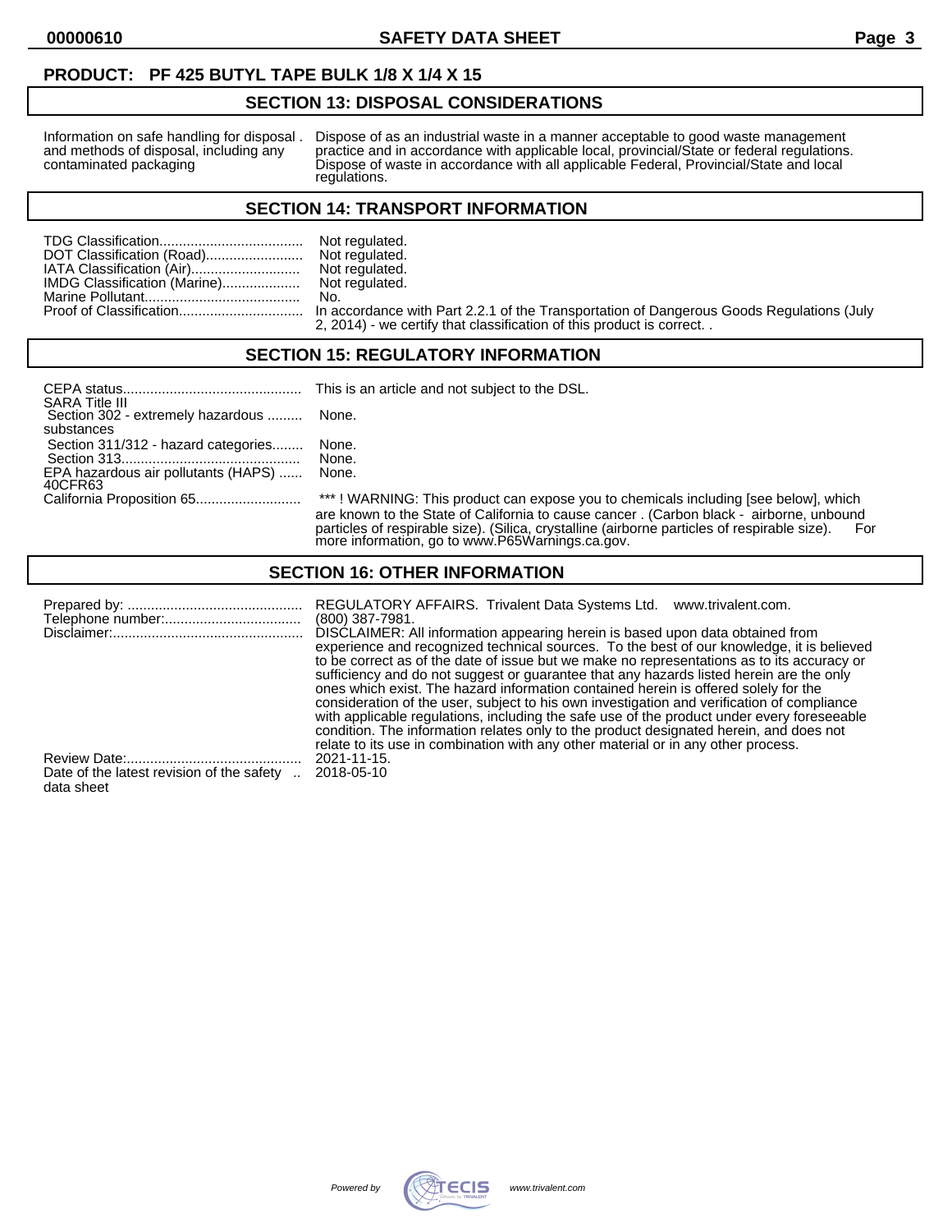**PRODUCT: PF 425 BUTYL TAPE BULK 1/8 X 1/4 X 15**

## SECTION 13: DISPOSAL CONSIDERATIONS

| | |
|---|---|
| Information on safe handling for disposal and methods of disposal, including any contaminated packaging | Dispose of as an industrial waste in a manner acceptable to good waste management practice and in accordance with applicable local, provincial/State or federal regulations. Dispose of waste in accordance with all applicable Federal, Provincial/State and local regulations. |

## SECTION 14: TRANSPORT INFORMATION

| | |
|---|---|
| TDG Classification | Not regulated. |
| DOT Classification (Road) | Not regulated. |
| IATA Classification (Air) | Not regulated. |
| IMDG Classification (Marine) | Not regulated. |
| Marine Pollutant | No. |
| Proof of Classification | In accordance with Part 2.2.1 of the Transportation of Dangerous Goods Regulations (July 2, 2014) - we certify that classification of this product is correct. . |

## SECTION 15: REGULATORY INFORMATION

| | |
|---|---|
| CEPA status | This is an article and not subject to the DSL. |
| SARA Title III | |
| Section 302 - extremely hazardous substances | None. |
| Section 311/312 - hazard categories | None. |
| Section 313 | None. |
| EPA hazardous air pollutants (HAPS) 40CFR63 | None. |
| California Proposition 65 | *** ! WARNING: This product can expose you to chemicals including [see below], which are known to the State of California to cause cancer . (Carbon black - airborne, unbound particles of respirable size). (Silica, crystalline (airborne particles of respirable size). For more information, go to www.P65Warnings.ca.gov. |

## SECTION 16: OTHER INFORMATION

| | |
|---|---|
| Prepared by: | REGULATORY AFFAIRS. Trivalent Data Systems Ltd. www.trivalent.com. |
| Telephone number: | (800) 387-7981. |
| Disclaimer: | DISCLAIMER: All information appearing herein is based upon data obtained from experience and recognized technical sources. To the best of our knowledge, it is believed to be correct as of the date of issue but we make no representations as to its accuracy or sufficiency and do not suggest or guarantee that any hazards listed herein are the only ones which exist. The hazard information contained herein is offered solely for the consideration of the user, subject to his own investigation and verification of compliance with applicable regulations, including the safe use of the product under every foreseeable condition. The information relates only to the product designated herein, and does not relate to its use in combination with any other material or in any other process. |
| Review Date: | 2021-11-15. |
| Date of the latest revision of the safety data sheet | 2018-05-10 |